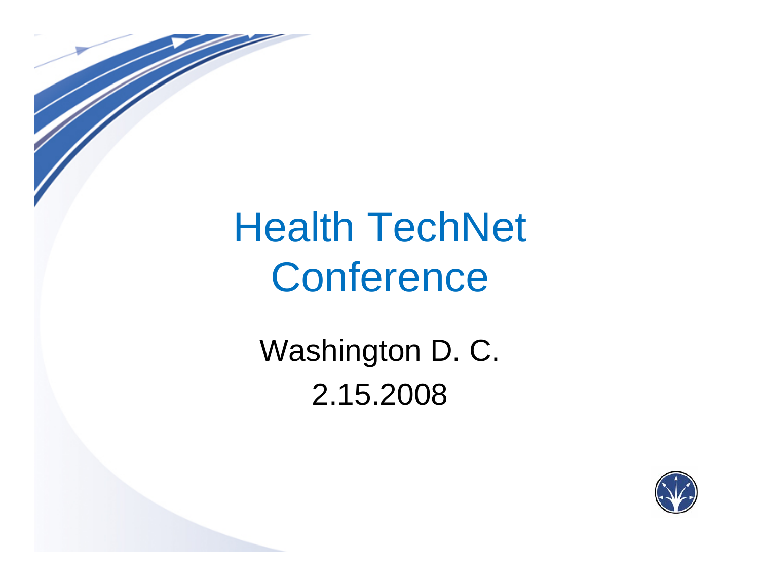# Health TechNet Conference

Washington D. C.

2.15.2008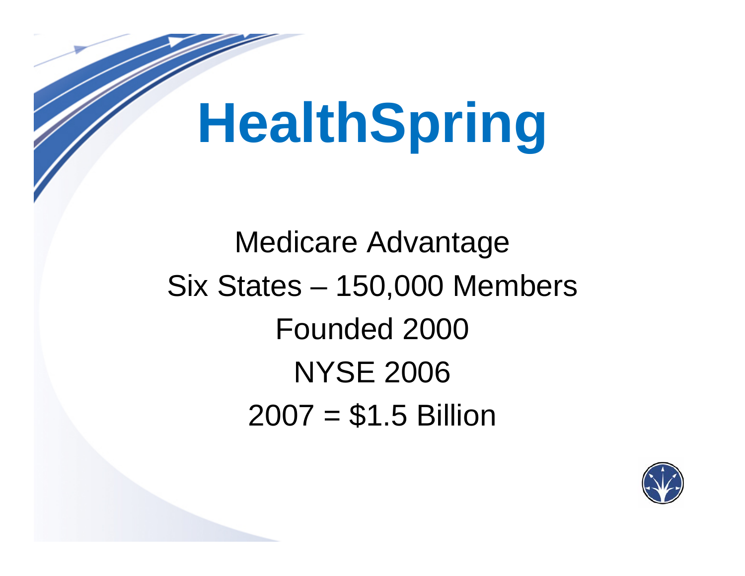# HealthSpring

Medicare Advantage

Six States – 150,000 Members

Founded 2000

NYSE 2006

2007 = $1.5 Billion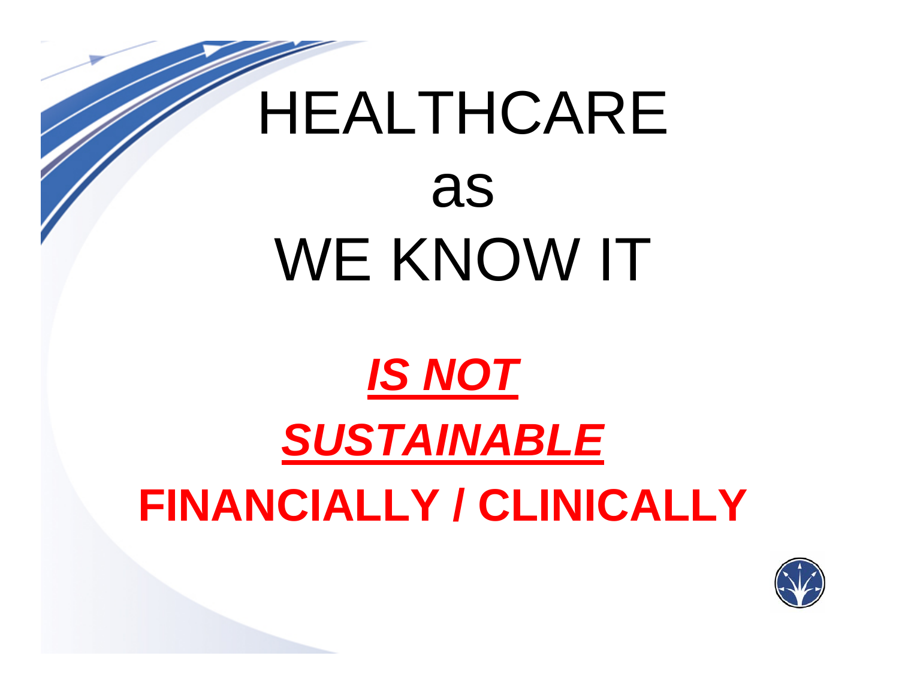# HEALTHCARE

# as

# WE KNOW IT

## ***IS NOT***

## ***SUSTAINABLE***

## **FINANCIALLY / CLINICALLY**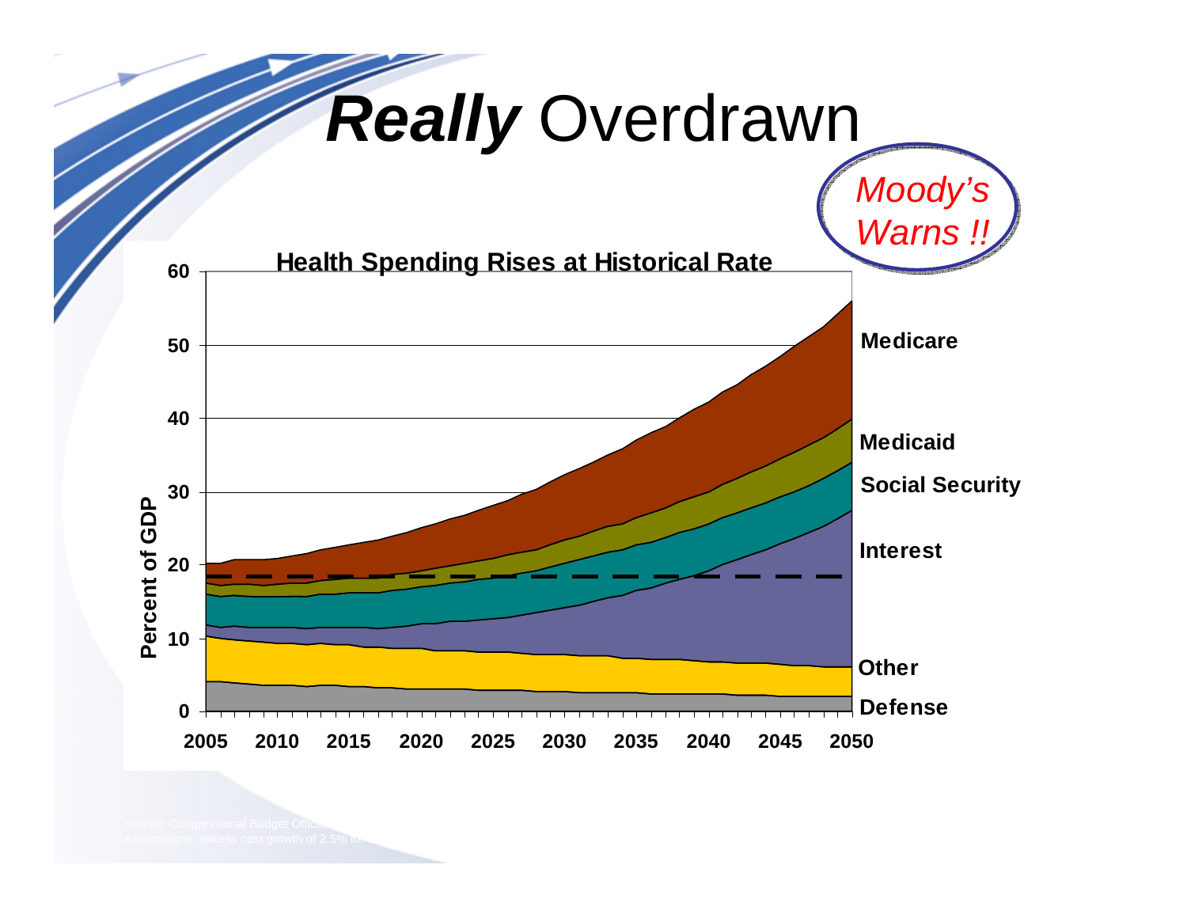# *Really* Overdrawn

*Moody's Warns !!*

**Health Spending Rises at Historical Rate**

Percent of GDP: 0, 10, 20, 30, 40, 50, 60

2005, 2010, 2015, 2020, 2025, 2030, 2035, 2040, 2045, 2050

**Medicare**

**Medicaid**

**Social Security**

**Interest**

**Other**

**Defense**

Source: Congressional Budget Office

Assumptions: excess cost growth of 2.5% fo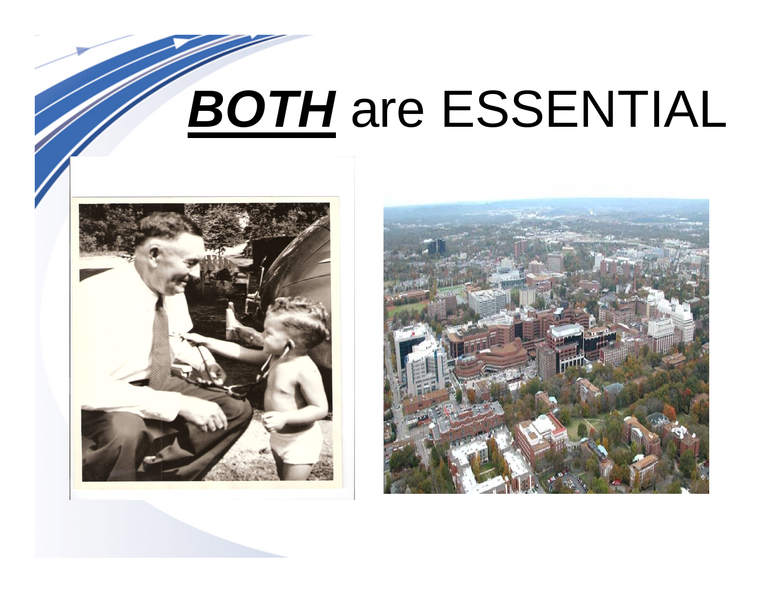# ***BOTH*** are ESSENTIAL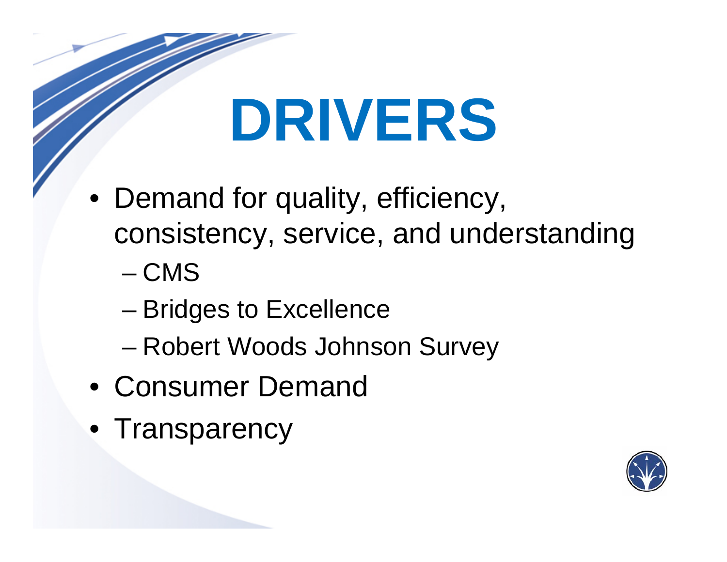# DRIVERS

- Demand for quality, efficiency, consistency, service, and understanding
  - CMS
  - Bridges to Excellence
  - Robert Woods Johnson Survey
- Consumer Demand
- Transparency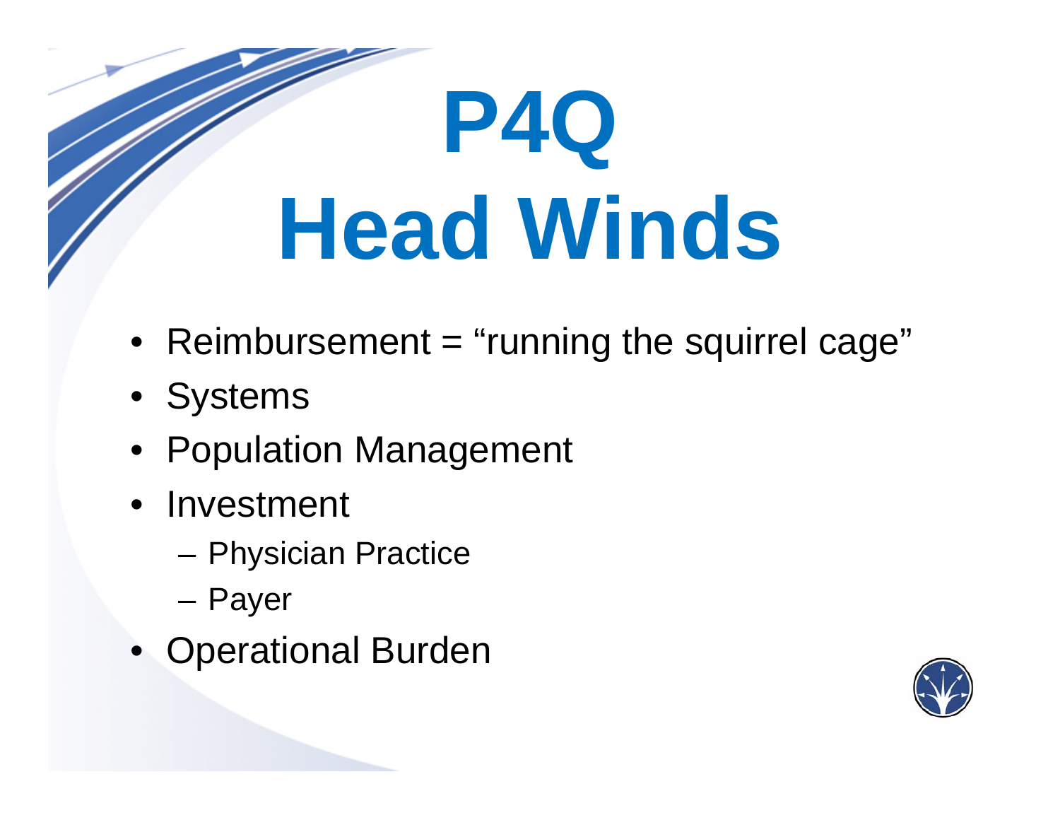# P4Q
# Head Winds

- Reimbursement = “running the squirrel cage”
- Systems
- Population Management
- Investment
  - Physician Practice
  - Payer
- Operational Burden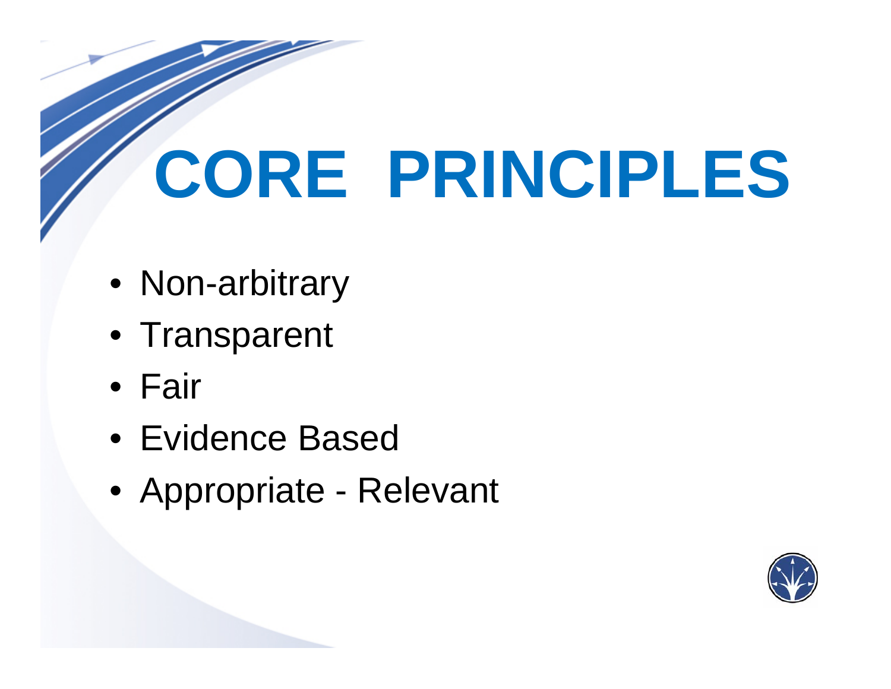# CORE PRINCIPLES

- Non-arbitrary
- Transparent
- Fair
- Evidence Based
- Appropriate - Relevant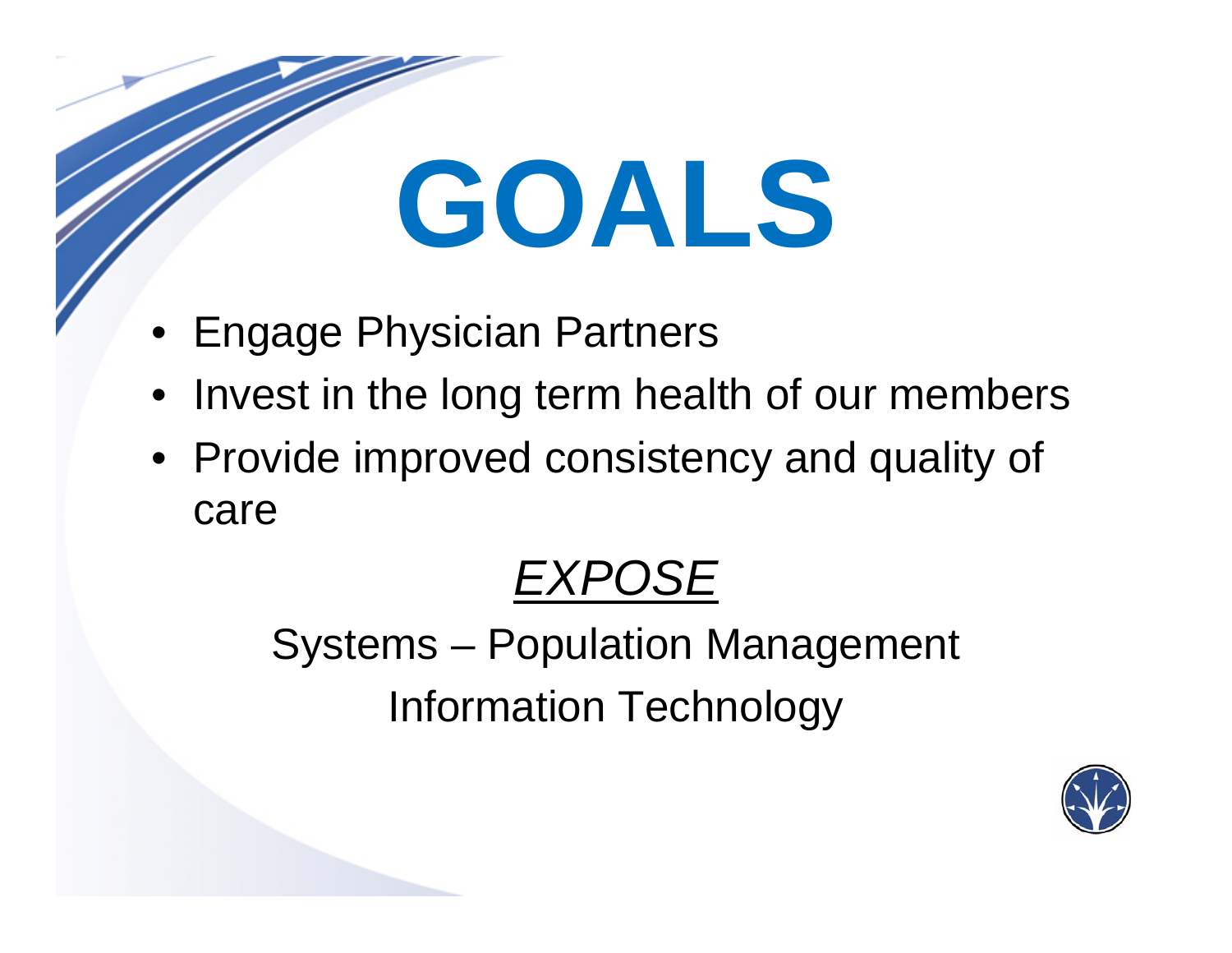# GOALS

- Engage Physician Partners
- Invest in the long term health of our members
- Provide improved consistency and quality of care

*EXPOSE*

Systems – Population Management

Information Technology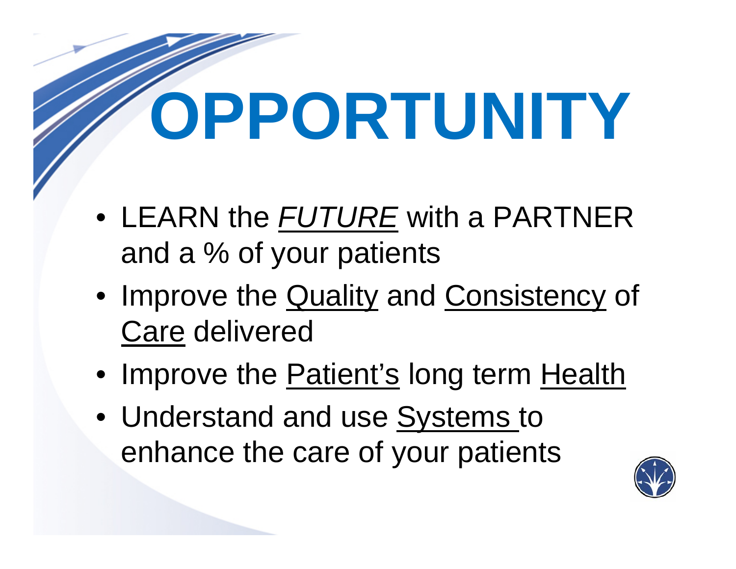# OPPORTUNITY

- LEARN the *FUTURE* with a PARTNER and a % of your patients
- Improve the Quality and Consistency of Care delivered
- Improve the Patient's long term Health
- Understand and use Systems to enhance the care of your patients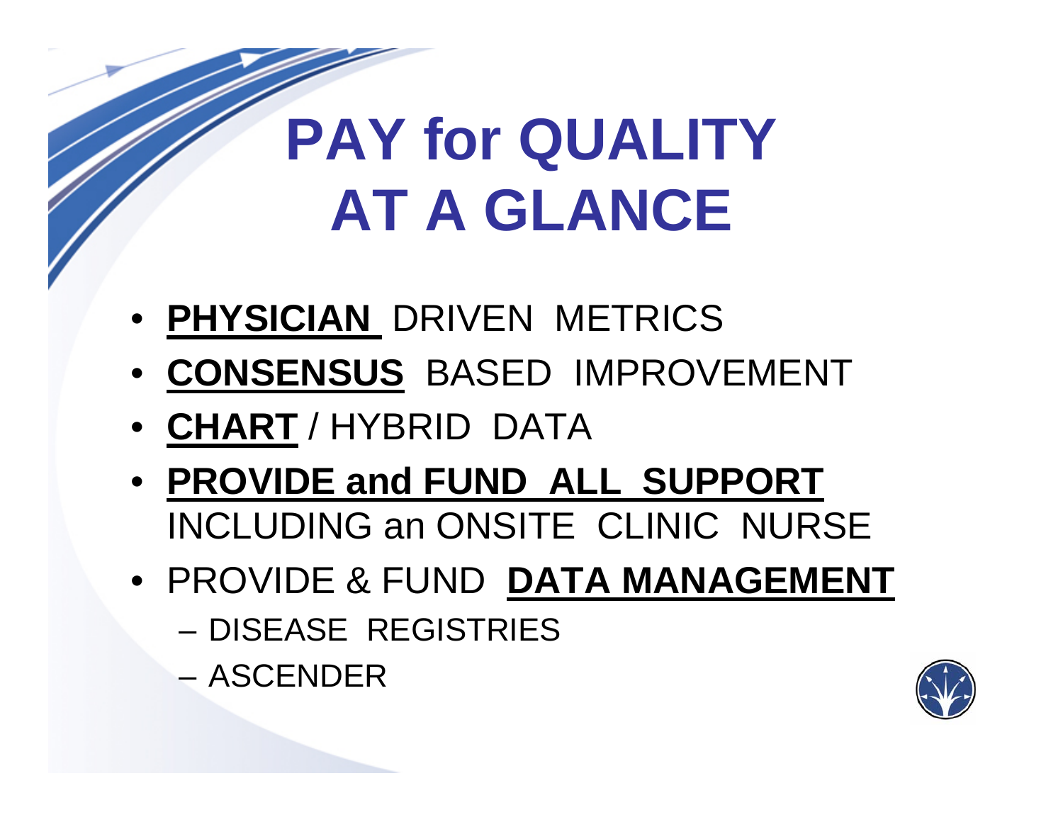# PAY for QUALITY AT A GLANCE

- <u>**PHYSICIAN**</u> DRIVEN METRICS
- <u>**CONSENSUS**</u> BASED IMPROVEMENT
- <u>**CHART**</u> / HYBRID DATA
- <u>**PROVIDE and FUND ALL SUPPORT**</u> INCLUDING an ONSITE CLINIC NURSE
- PROVIDE & FUND <u>**DATA MANAGEMENT**</u>
  - DISEASE REGISTRIES
  - ASCENDER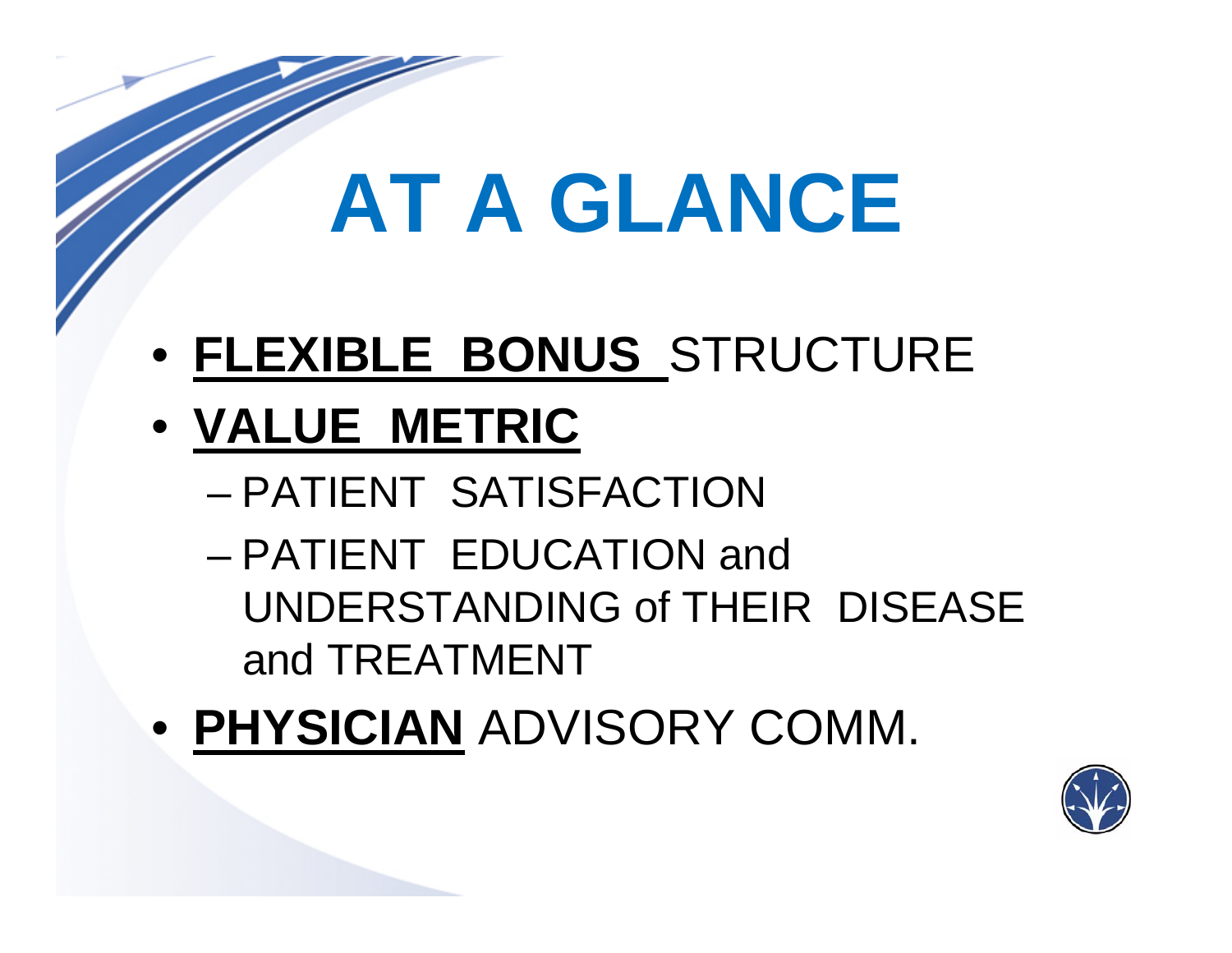# AT A GLANCE

- **FLEXIBLE BONUS** STRUCTURE
- **VALUE METRIC**
  - PATIENT SATISFACTION
  - PATIENT EDUCATION and UNDERSTANDING of THEIR DISEASE and TREATMENT
- **PHYSICIAN** ADVISORY COMM.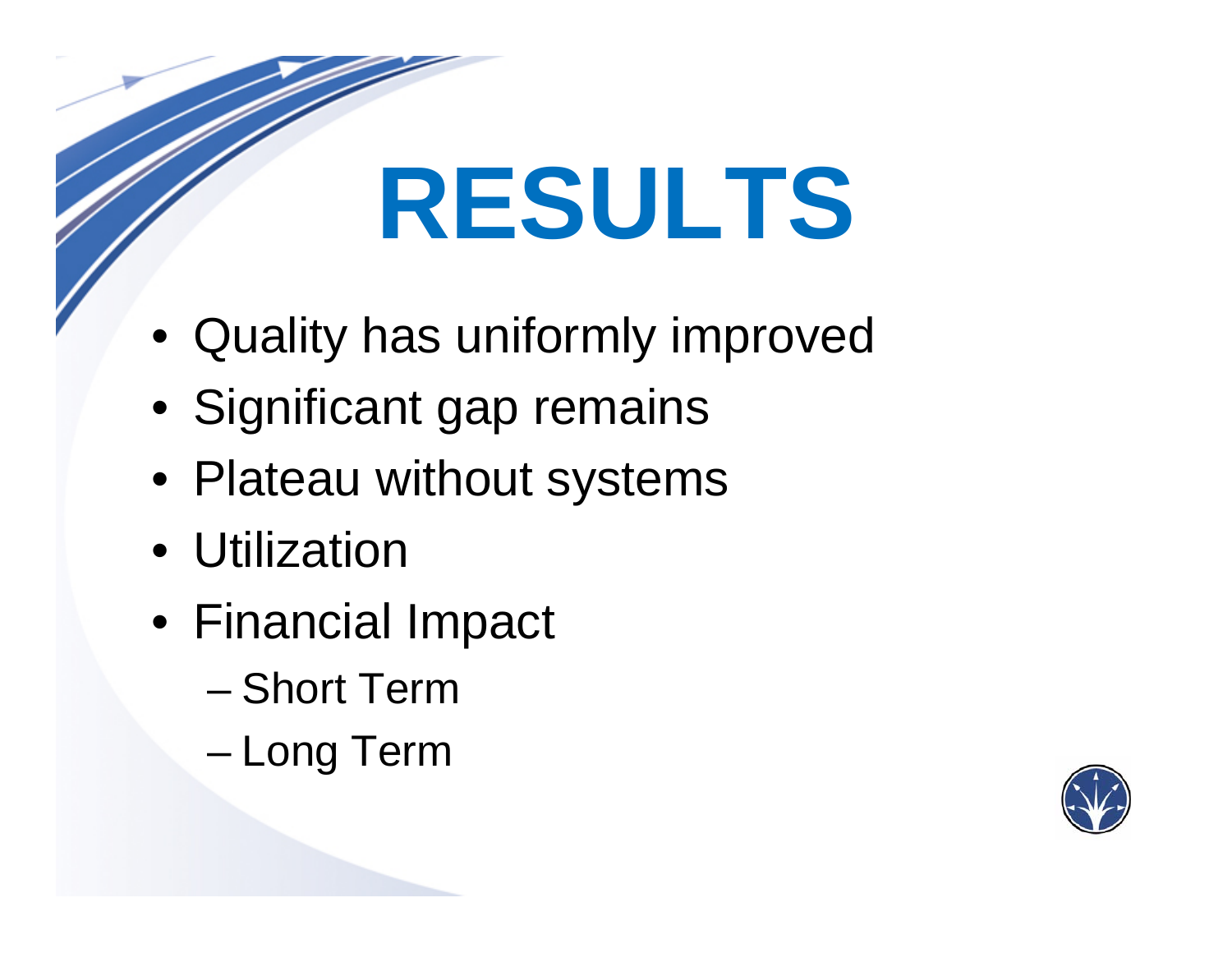# RESULTS

- Quality has uniformly improved
- Significant gap remains
- Plateau without systems
- Utilization
- Financial Impact
  - Short Term
  - Long Term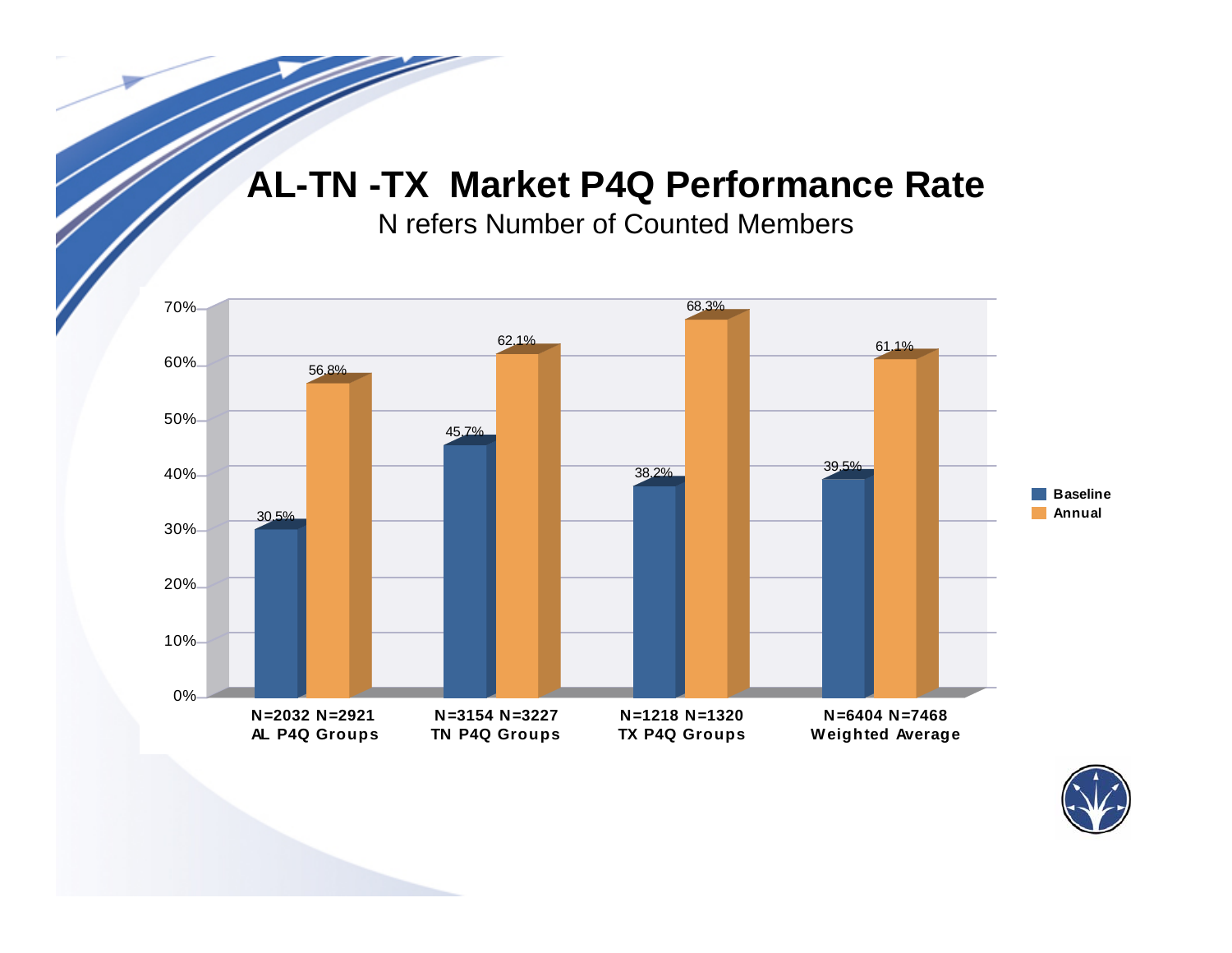# AL-TN -TX  Market P4Q Performance Rate

N refers Number of Counted Members

| | Baseline | Annual |
|---|---|---|
| AL P4Q Groups (N=2032 N=2921) | 30.5% | 56.8% |
| TN P4Q Groups (N=3154 N=3227) | 45.7% | 62.1% |
| TX P4Q Groups (N=1218 N=1320) | 38.2% | 68.3% |
| Weighted Average (N=6404 N=7468) | 39.5% | 61.1% |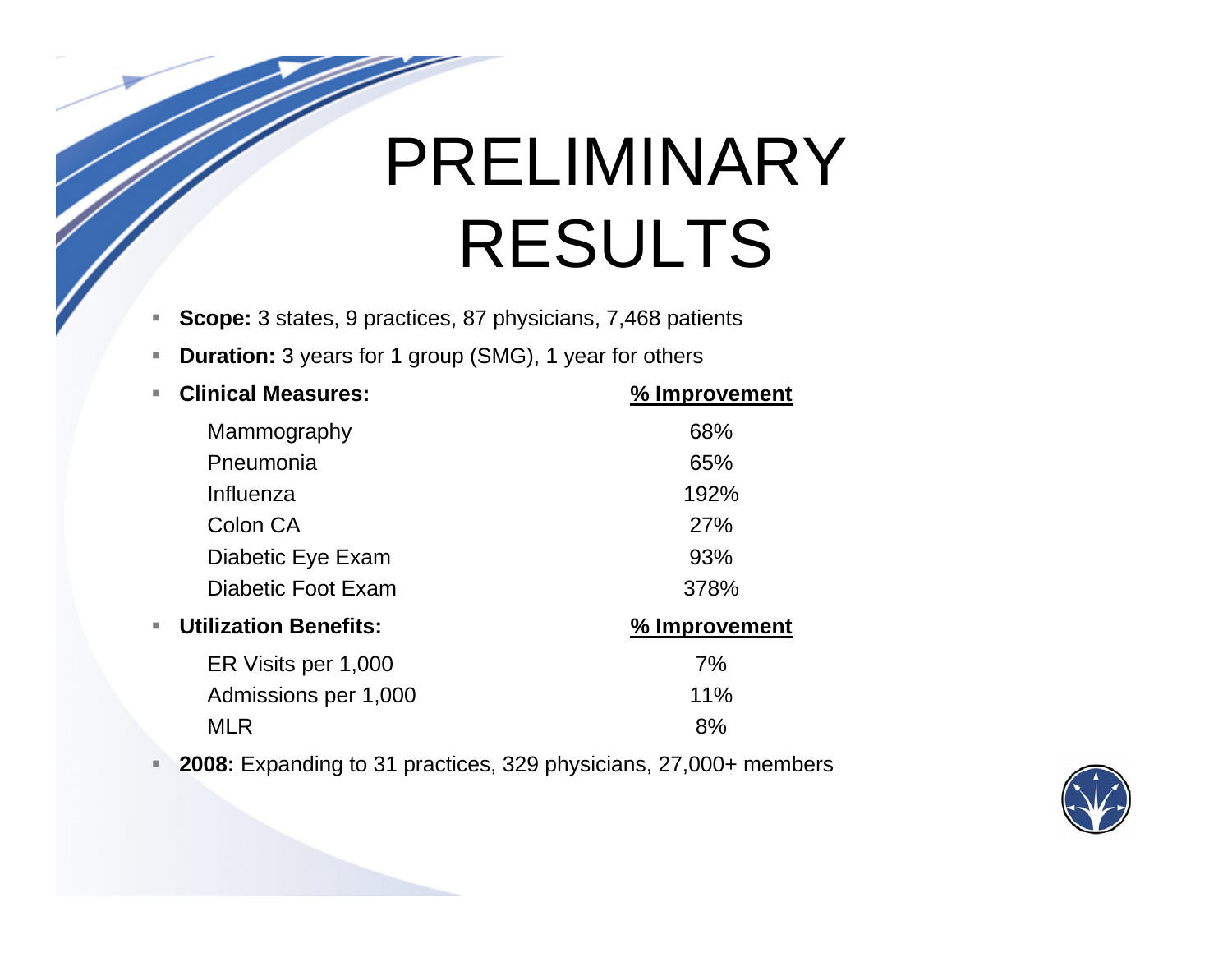# PRELIMINARY RESULTS

- **Scope:** 3 states, 9 practices, 87 physicians, 7,468 patients
- **Duration:** 3 years for 1 group (SMG), 1 year for others
- **Clinical Measures:**

| Clinical Measures | % Improvement |
|---|---|
| Mammography | 68% |
| Pneumonia | 65% |
| Influenza | 192% |
| Colon CA | 27% |
| Diabetic Eye Exam | 93% |
| Diabetic Foot Exam | 378% |

- **Utilization Benefits:**

| Utilization Benefits | % Improvement |
|---|---|
| ER Visits per 1,000 | 7% |
| Admissions per 1,000 | 11% |
| MLR | 8% |

- **2008:** Expanding to 31 practices, 329 physicians, 27,000+ members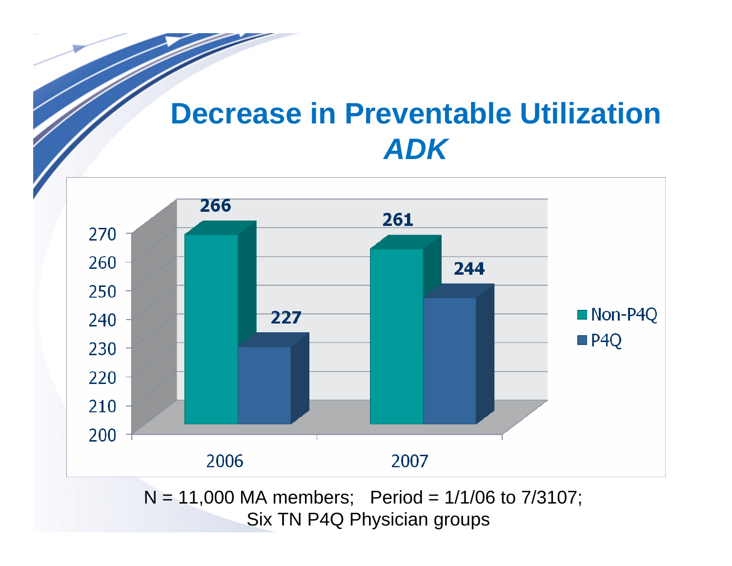# Decrease in Preventable Utilization

## *ADK*

| | Non-P4Q | P4Q |
|---|---|---|
| 2006 | 266 | 227 |
| 2007 | 261 | 244 |

N = 11,000 MA members; Period = 1/1/06 to 7/3107; Six TN P4Q Physician groups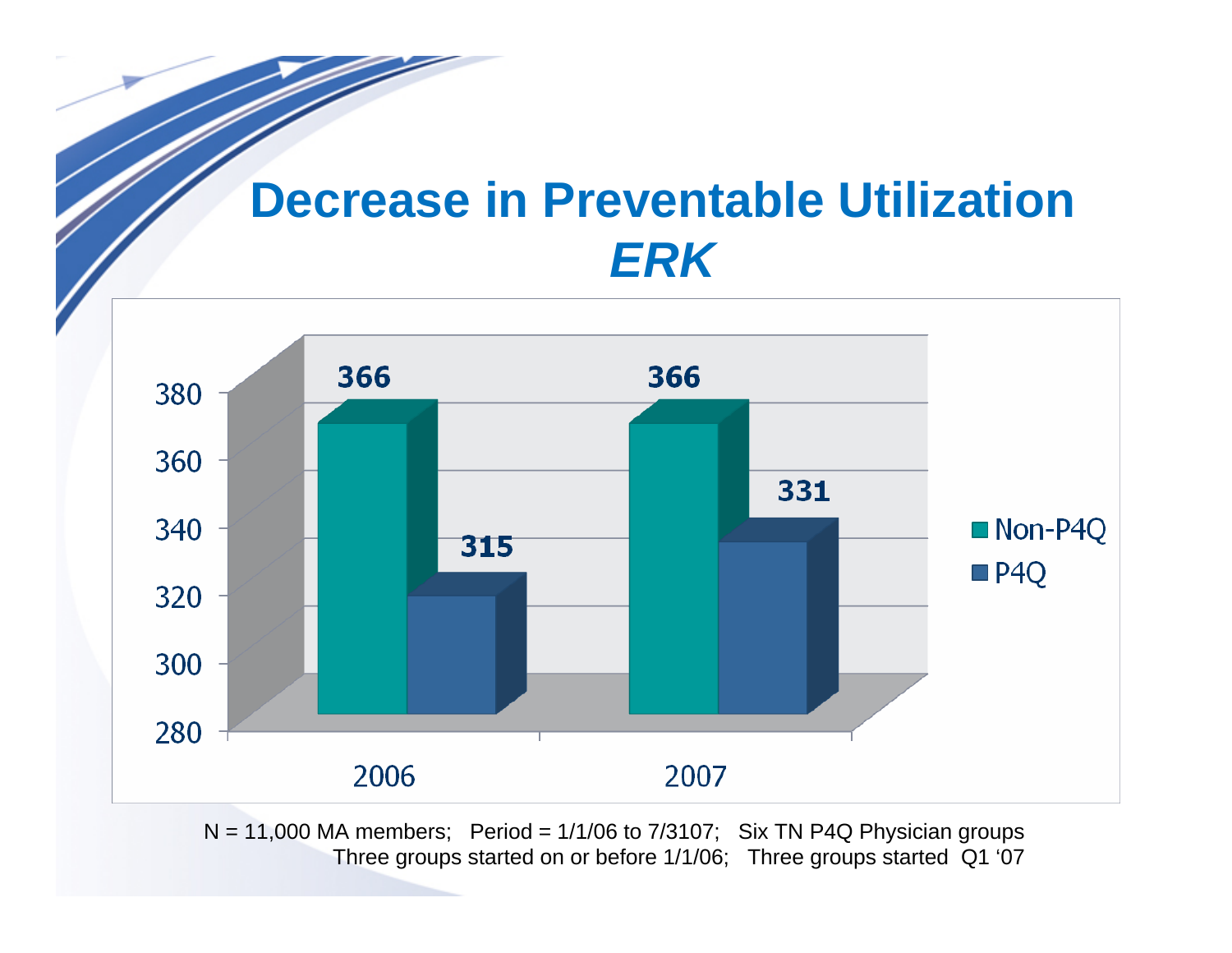# Decrease in Preventable Utilization

## *ERK*

| | 2006 | 2007 |
|---|---|---|
| Non-P4Q | 366 | 366 |
| P4Q | 315 | 331 |

N = 11,000 MA members; Period = 1/1/06 to 7/3107; Six TN P4Q Physician groups
Three groups started on or before 1/1/06; Three groups started Q1 '07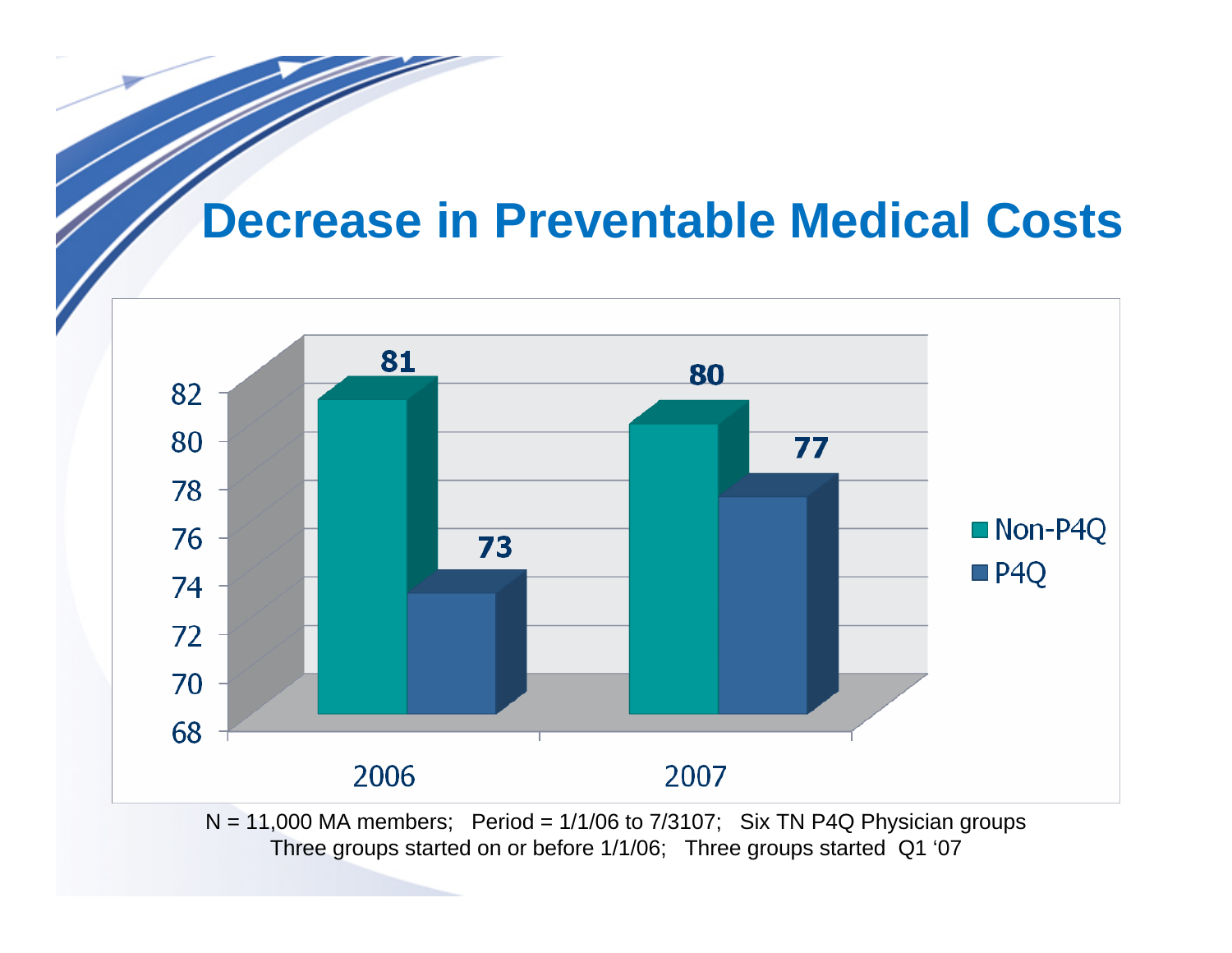# Decrease in Preventable Medical Costs

| | Non-P4Q | P4Q |
|---|---|---|
| 2006 | 81 | 73 |
| 2007 | 80 | 77 |

N = 11,000 MA members; Period = 1/1/06 to 7/3107; Six TN P4Q Physician groups
Three groups started on or before 1/1/06; Three groups started Q1 ‘07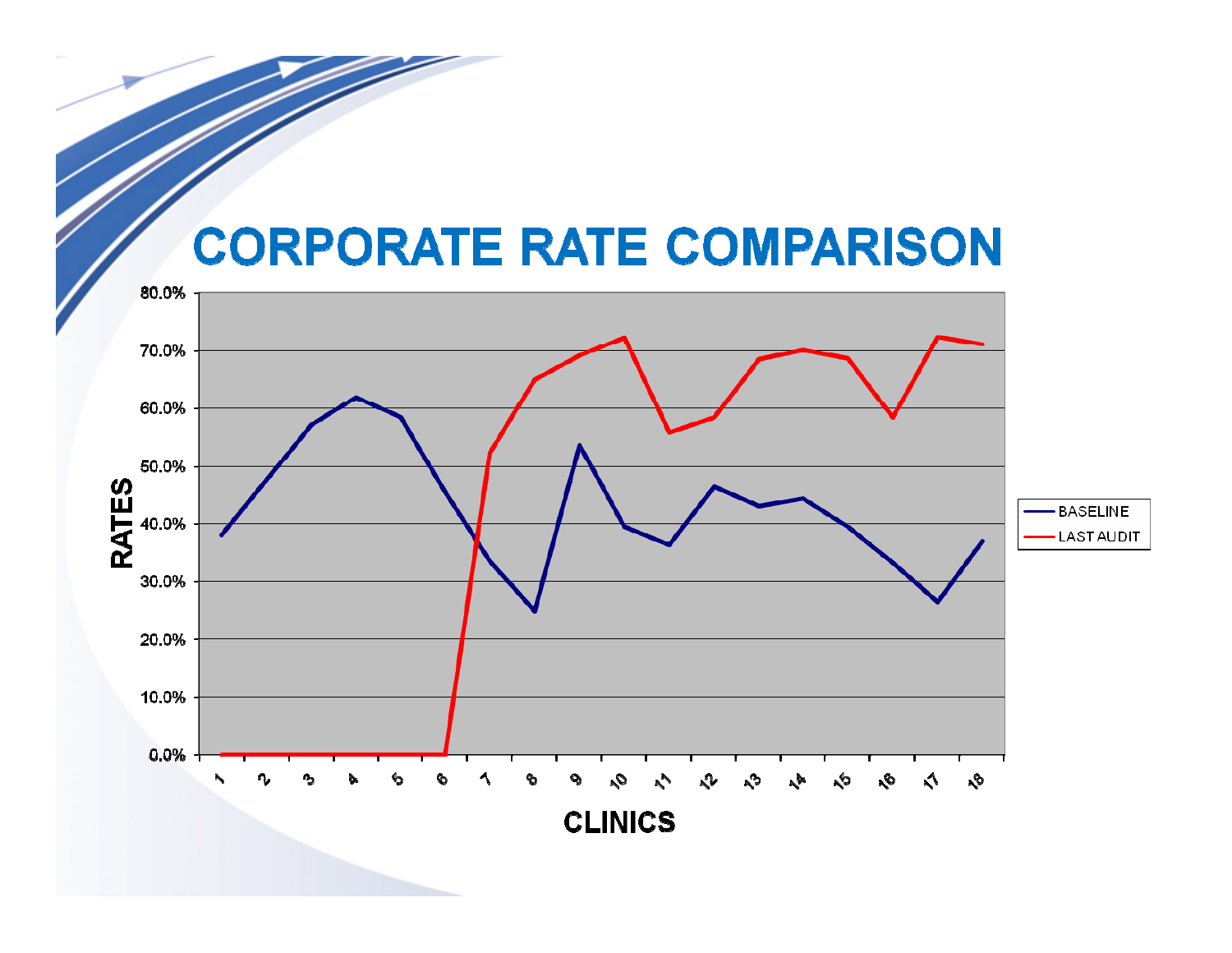# CORPORATE RATE COMPARISON

RATES

80.0%
70.0%
60.0%
50.0%
40.0%
30.0%
20.0%
10.0%
0.0%

1 2 3 4 5 6 7 8 9 10 11 12 13 14 15 16 17 18

CLINICS

- BASELINE
- LAST AUDIT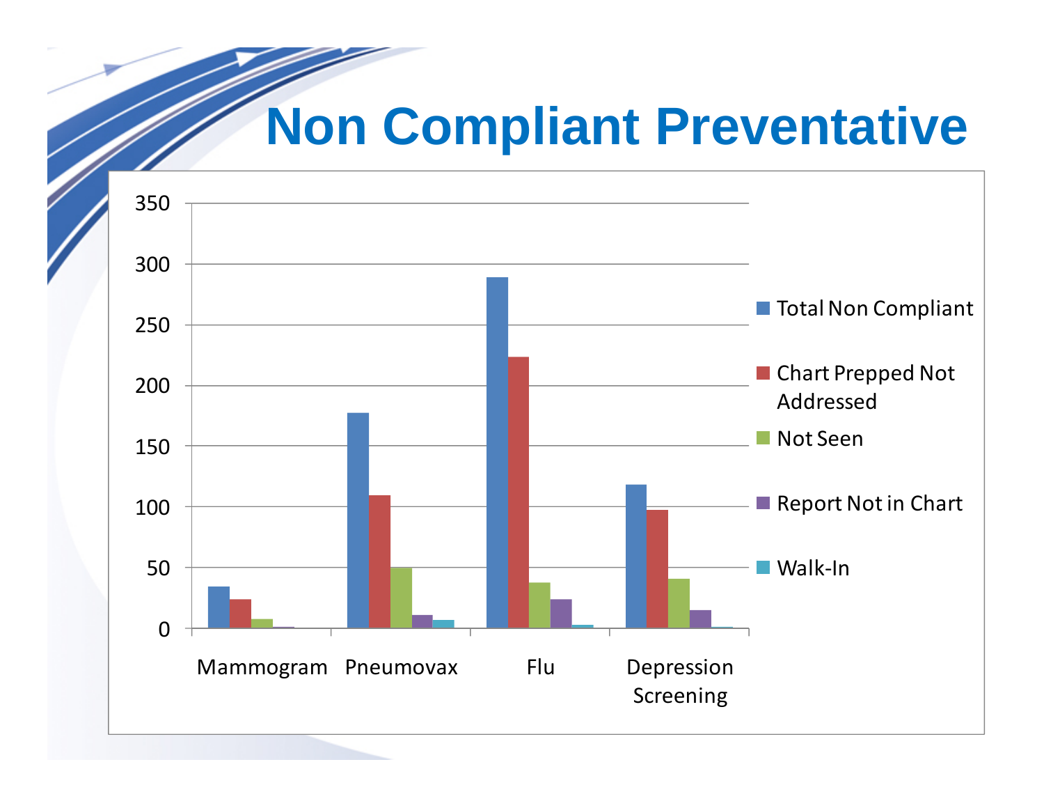# Non Compliant Preventative

| | Total Non Compliant | Chart Prepped Not Addressed | Not Seen | Report Not in Chart | Walk-In |
|---|---|---|---|---|---|
| Mammogram | 35 | 24 | 8 | 1 | 0 |
| Pneumovax | 177 | 110 | 50 | 11 | 7 |
| Flu | 289 | 224 | 38 | 24 | 3 |
| Depression Screening | 118 | 98 | 41 | 15 | 1 |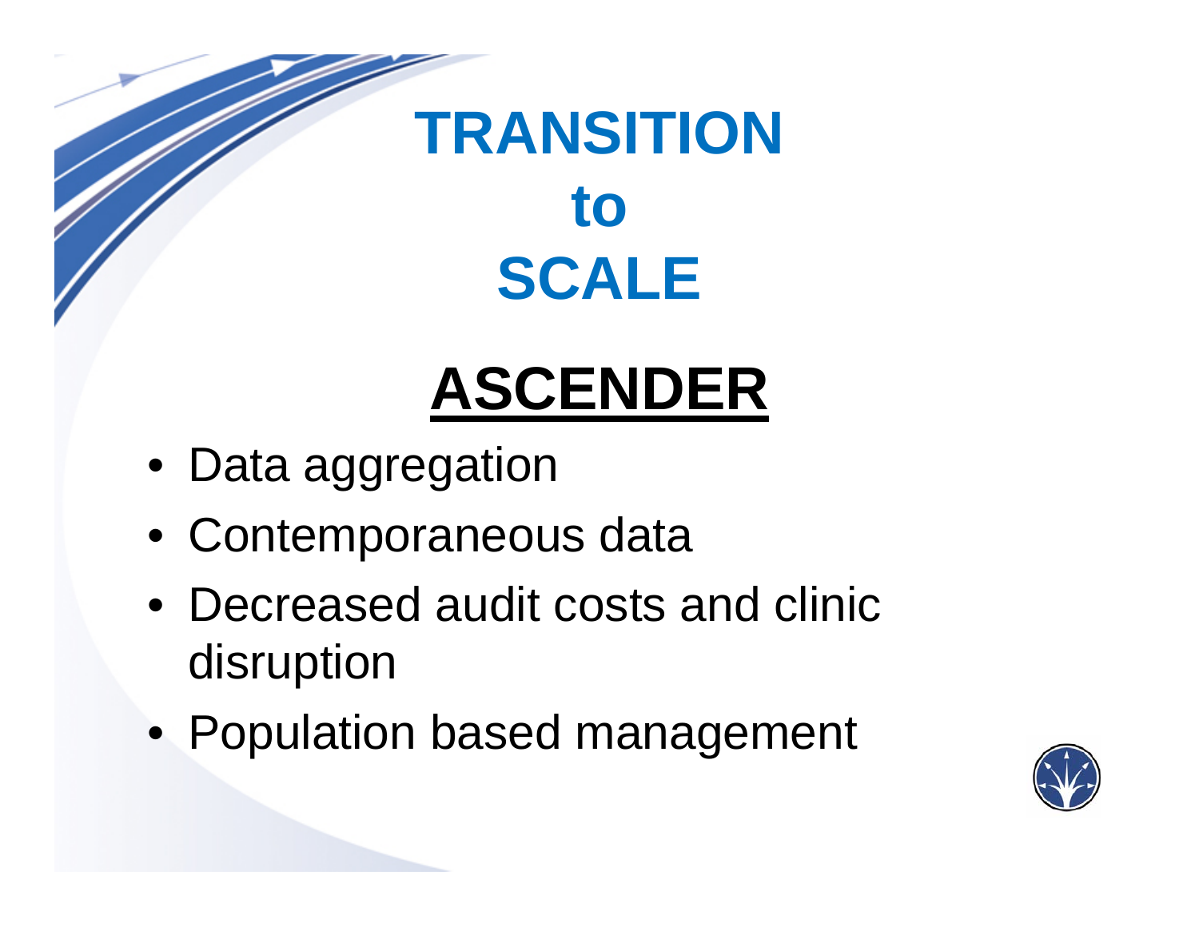# TRANSITION to SCALE

## ASCENDER

- Data aggregation
- Contemporaneous data
- Decreased audit costs and clinic disruption
- Population based management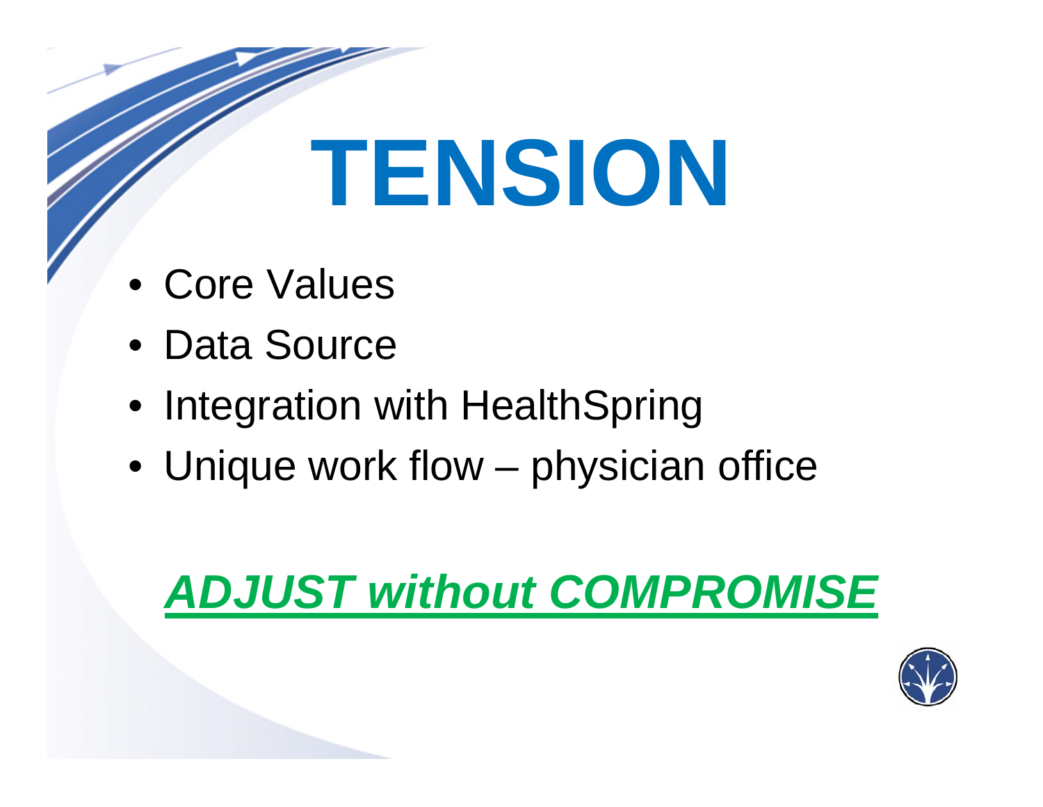# TENSION

- Core Values
- Data Source
- Integration with HealthSpring
- Unique work flow – physician office

***ADJUST without COMPROMISE***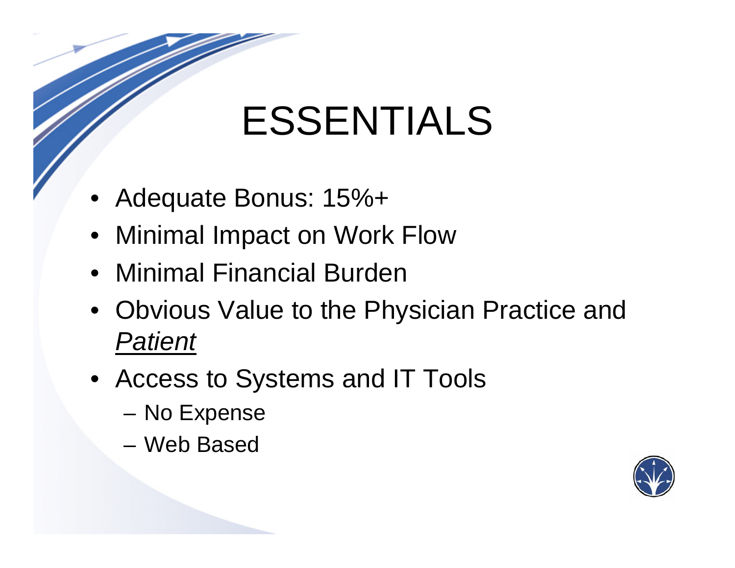# ESSENTIALS

- Adequate Bonus: 15%+
- Minimal Impact on Work Flow
- Minimal Financial Burden
- Obvious Value to the Physician Practice and <u>*Patient*</u>
- Access to Systems and IT Tools
  - No Expense
  - Web Based